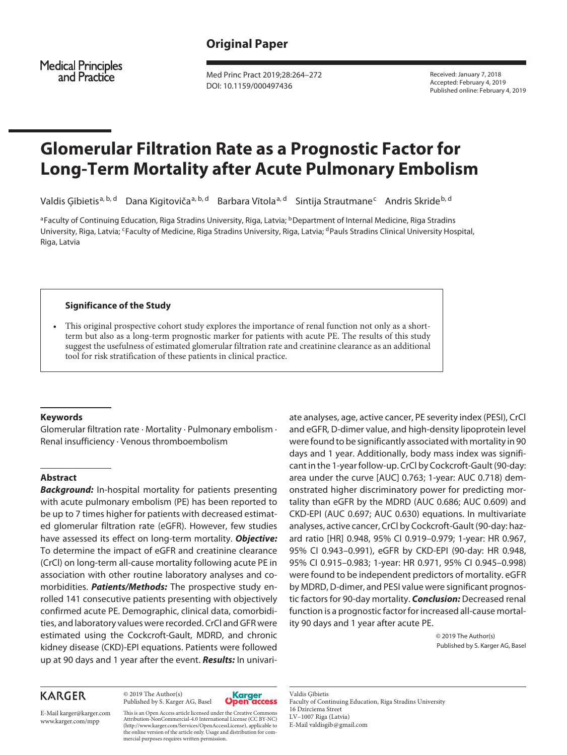Original Paper

Received: January 7, 2018
Accepted: February 4, 2019
Published online: February 4, 2019

DOI: 10.1159/000497436

# Glomerular Filtration Rate as a Prognostic Factor for Long-Term Mortality after Acute Pulmonary Embolism

Valdis Ģībietis[a, b, d] Dana Kigitoviča[a, b, d] Barbara Vītola[a, d] Sintija Strautmane[c] Andris Skride[b, d]

[a]Faculty of Continuing Education, Riga Stradins University, Riga, Latvia; [b]Department of Internal Medicine, Riga Stradins University, Riga, Latvia; [c]Faculty of Medicine, Riga Stradins University, Riga, Latvia; [d]Pauls Stradins Clinical University Hospital, Riga, Latvia

### Significance of the Study

- This original prospective cohort study explores the importance of renal function not only as a short-term but also as a long-term prognostic marker for patients with acute PE. The results of this study suggest the usefulness of estimated glomerular filtration rate and creatinine clearance as an additional tool for risk stratification of these patients in clinical practice.

## Keywords

Glomerular filtration rate · Mortality · Pulmonary embolism · Renal insufficiency · Venous thromboembolism

## Abstract

***Background:*** In-hospital mortality for patients presenting with acute pulmonary embolism (PE) has been reported to be up to 7 times higher for patients with decreased estimated glomerular filtration rate (eGFR). However, few studies have assessed its effect on long-term mortality. ***Objective:*** To determine the impact of eGFR and creatinine clearance (CrCl) on long-term all-cause mortality following acute PE in association with other routine laboratory analyses and comorbidities. ***Patients/Methods:*** The prospective study enrolled 141 consecutive patients presenting with objectively confirmed acute PE. Demographic, clinical data, comorbidities, and laboratory values were recorded. CrCl and GFR were estimated using the Cockcroft-Gault, MDRD, and chronic kidney disease (CKD)-EPI equations. Patients were followed up at 90 days and 1 year after the event. ***Results:*** In univariate analyses, age, active cancer, PE severity index (PESI), CrCl and eGFR, D-dimer value, and high-density lipoprotein level were found to be significantly associated with mortality in 90 days and 1 year. Additionally, body mass index was significant in the 1-year follow-up. CrCl by Cockcroft-Gault (90-day: area under the curve [AUC] 0.763; 1-year: AUC 0.718) demonstrated higher discriminatory power for predicting mortality than eGFR by the MDRD (AUC 0.686; AUC 0.609) and CKD-EPI (AUC 0.697; AUC 0.630) equations. In multivariate analyses, active cancer, CrCl by Cockcroft-Gault (90-day: hazard ratio [HR] 0.948, 95% CI 0.919–0.979; 1-year: HR 0.967, 95% CI 0.943–0.991), eGFR by CKD-EPI (90-day: HR 0.948, 95% CI 0.915–0.983; 1-year: HR 0.971, 95% CI 0.945–0.998) were found to be independent predictors of mortality. eGFR by MDRD, D-dimer, and PESI value were significant prognostic factors for 90-day mortality. ***Conclusion:*** Decreased renal function is a prognostic factor for increased all-cause mortality 90 days and 1 year after acute PE.

© 2019 The Author(s)
Published by S. Karger AG, Basel

© 2019 The Author(s)
Published by S. Karger AG, Basel

E-Mail karger@karger.com
www.karger.com/mpp

This is an Open Access article licensed under the Creative Commons Attribution-NonCommercial-4.0 International License (CC BY-NC) (http://www.karger.com/Services/OpenAccessLicense), applicable to the online version of the article only. Usage and distribution for commercial purposes requires written permission.

Valdis Ģībietis
Faculty of Continuing Education, Riga Stradins University
16 Dzirciema Street
LV–1007 Riga (Latvia)
E-Mail valdisgib@gmail.com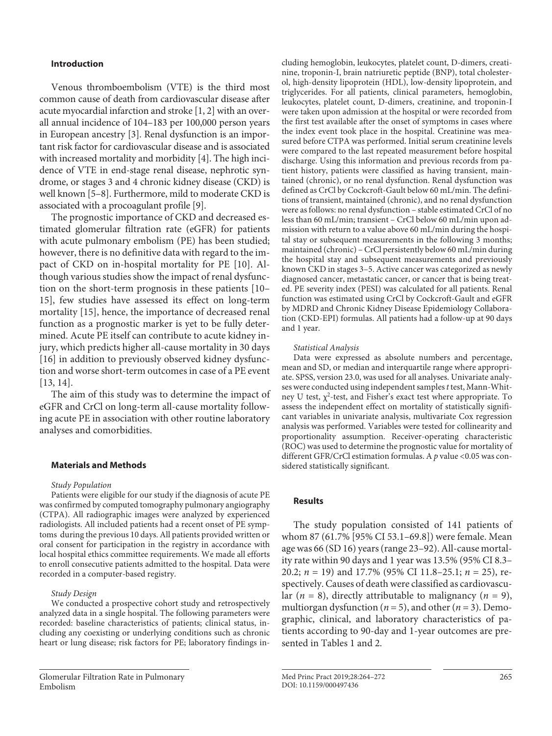## Introduction

Venous thromboembolism (VTE) is the third most common cause of death from cardiovascular disease after acute myocardial infarction and stroke [1, 2] with an overall annual incidence of 104–183 per 100,000 person years in European ancestry [3]. Renal dysfunction is an important risk factor for cardiovascular disease and is associated with increased mortality and morbidity [4]. The high incidence of VTE in end-stage renal disease, nephrotic syndrome, or stages 3 and 4 chronic kidney disease (CKD) is well known [5–8]. Furthermore, mild to moderate CKD is associated with a procoagulant profile [9].

The prognostic importance of CKD and decreased estimated glomerular filtration rate (eGFR) for patients with acute pulmonary embolism (PE) has been studied; however, there is no definitive data with regard to the impact of CKD on in-hospital mortality for PE [10]. Although various studies show the impact of renal dysfunction on the short-term prognosis in these patients [10–15], few studies have assessed its effect on long-term mortality [15], hence, the importance of decreased renal function as a prognostic marker is yet to be fully determined. Acute PE itself can contribute to acute kidney injury, which predicts higher all-cause mortality in 30 days [16] in addition to previously observed kidney dysfunction and worse short-term outcomes in case of a PE event [13, 14].

The aim of this study was to determine the impact of eGFR and CrCl on long-term all-cause mortality following acute PE in association with other routine laboratory analyses and comorbidities.

## Materials and Methods

### *Study Population*

Patients were eligible for our study if the diagnosis of acute PE was confirmed by computed tomography pulmonary angiography (CTPA). All radiographic images were analyzed by experienced radiologists. All included patients had a recent onset of PE symptoms during the previous 10 days. All patients provided written or oral consent for participation in the registry in accordance with local hospital ethics committee requirements. We made all efforts to enroll consecutive patients admitted to the hospital. Data were recorded in a computer-based registry.

### *Study Design*

We conducted a prospective cohort study and retrospectively analyzed data in a single hospital. The following parameters were recorded: baseline characteristics of patients; clinical status, including any coexisting or underlying conditions such as chronic heart or lung disease; risk factors for PE; laboratory findings including hemoglobin, leukocytes, platelet count, D-dimers, creatinine, troponin-I, brain natriuretic peptide (BNP), total cholesterol, high-density lipoprotein (HDL), low-density lipoprotein, and triglycerides. For all patients, clinical parameters, hemoglobin, leukocytes, platelet count, D-dimers, creatinine, and troponin-I were taken upon admission at the hospital or were recorded from the first test available after the onset of symptoms in cases where the index event took place in the hospital. Creatinine was measured before CTPA was performed. Initial serum creatinine levels were compared to the last repeated measurement before hospital discharge. Using this information and previous records from patient history, patients were classified as having transient, maintained (chronic), or no renal dysfunction. Renal dysfunction was defined as CrCl by Cockcroft-Gault below 60 mL/min. The definitions of transient, maintained (chronic), and no renal dysfunction were as follows: no renal dysfunction – stable estimated CrCl of no less than 60 mL/min; transient – CrCl below 60 mL/min upon admission with return to a value above 60 mL/min during the hospital stay or subsequent measurements in the following 3 months; maintained (chronic) – CrCl persistently below 60 mL/min during the hospital stay and subsequent measurements and previously known CKD in stages 3–5. Active cancer was categorized as newly diagnosed cancer, metastatic cancer, or cancer that is being treated. PE severity index (PESI) was calculated for all patients. Renal function was estimated using CrCl by Cockcroft-Gault and eGFR by MDRD and Chronic Kidney Disease Epidemiology Collaboration (CKD-EPI) formulas. All patients had a follow-up at 90 days and 1 year.

### *Statistical Analysis*

Data were expressed as absolute numbers and percentage, mean and SD, or median and interquartile range where appropriate. SPSS, version 23.0, was used for all analyses. Univariate analyses were conducted using independent samples *t* test, Mann-Whitney U test, $\chi^2$-test, and Fisher's exact test where appropriate. To assess the independent effect on mortality of statistically significant variables in univariate analysis, multivariate Cox regression analysis was performed. Variables were tested for collinearity and proportionality assumption. Receiver-operating characteristic (ROC) was used to determine the prognostic value for mortality of different GFR/CrCl estimation formulas. A $p$ value <0.05 was considered statistically significant.

## Results

The study population consisted of 141 patients of whom 87 (61.7% [95% CI 53.1–69.8]) were female. Mean age was 66 (SD 16) years (range 23–92). All-cause mortality rate within 90 days and 1 year was 13.5% (95% CI 8.3–20.2; $n$ = 19) and 17.7% (95% CI 11.8–25.1; $n$ = 25), respectively. Causes of death were classified as cardiovascular ($n$ = 8), directly attributable to malignancy ($n$ = 9), multiorgan dysfunction ($n$ = 5), and other ($n$ = 3). Demographic, clinical, and laboratory characteristics of patients according to 90-day and 1-year outcomes are presented in Tables 1 and 2.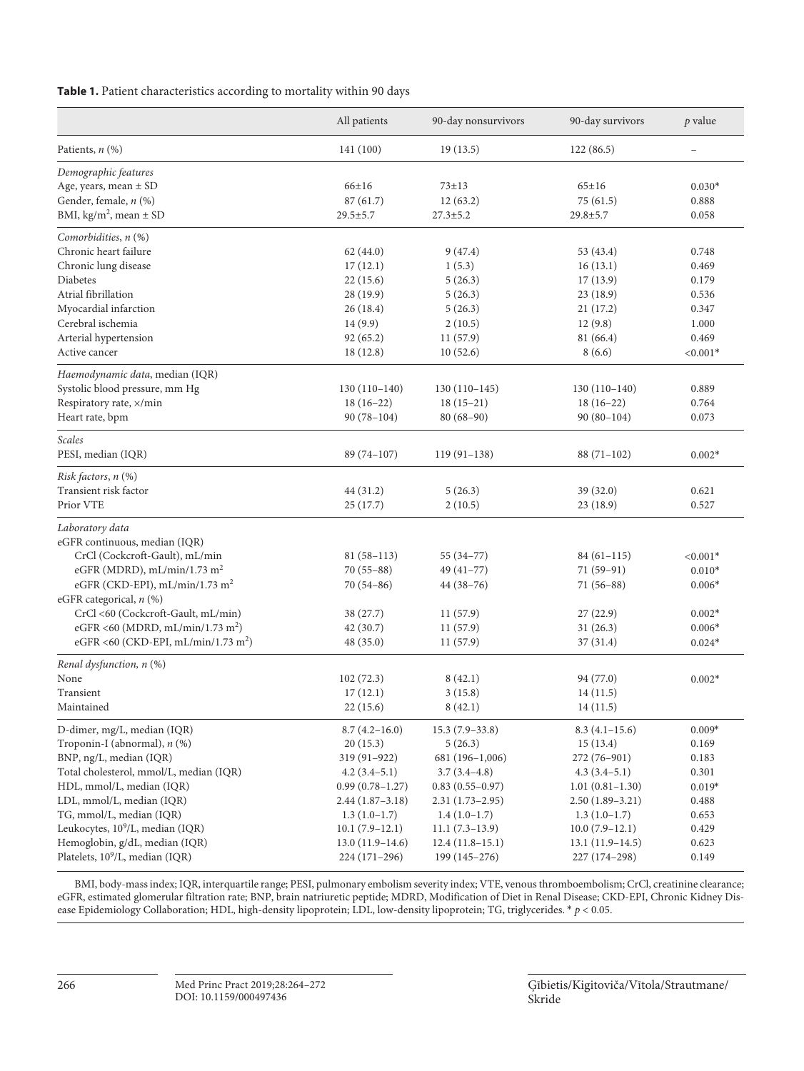**Table 1.** Patient characteristics according to mortality within 90 days

| | All patients | 90-day nonsurvivors | 90-day survivors | *p* value |
|---|---|---|---|---|
| Patients, *n* (%) | 141 (100) | 19 (13.5) | 122 (86.5) | – |
| *Demographic features* | | | | |
| Age, years, mean ± SD | 66±16 | 73±13 | 65±16 | 0.030* |
| Gender, female, *n* (%) | 87 (61.7) | 12 (63.2) | 75 (61.5) | 0.888 |
| BMI, kg/m$^2$, mean ± SD | 29.5±5.7 | 27.3±5.2 | 29.8±5.7 | 0.058 |
| *Comorbidities*, *n* (%) | | | | |
| Chronic heart failure | 62 (44.0) | 9 (47.4) | 53 (43.4) | 0.748 |
| Chronic lung disease | 17 (12.1) | 1 (5.3) | 16 (13.1) | 0.469 |
| Diabetes | 22 (15.6) | 5 (26.3) | 17 (13.9) | 0.179 |
| Atrial fibrillation | 28 (19.9) | 5 (26.3) | 23 (18.9) | 0.536 |
| Myocardial infarction | 26 (18.4) | 5 (26.3) | 21 (17.2) | 0.347 |
| Cerebral ischemia | 14 (9.9) | 2 (10.5) | 12 (9.8) | 1.000 |
| Arterial hypertension | 92 (65.2) | 11 (57.9) | 81 (66.4) | 0.469 |
| Active cancer | 18 (12.8) | 10 (52.6) | 8 (6.6) | <0.001* |
| *Haemodynamic data*, median (IQR) | | | | |
| Systolic blood pressure, mm Hg | 130 (110–140) | 130 (110–145) | 130 (110–140) | 0.889 |
| Respiratory rate, ×/min | 18 (16–22) | 18 (15–21) | 18 (16–22) | 0.764 |
| Heart rate, bpm | 90 (78–104) | 80 (68–90) | 90 (80–104) | 0.073 |
| *Scales* | | | | |
| PESI, median (IQR) | 89 (74–107) | 119 (91–138) | 88 (71–102) | 0.002* |
| *Risk factors*, *n* (%) | | | | |
| Transient risk factor | 44 (31.2) | 5 (26.3) | 39 (32.0) | 0.621 |
| Prior VTE | 25 (17.7) | 2 (10.5) | 23 (18.9) | 0.527 |
| *Laboratory data* | | | | |
| eGFR continuous, median (IQR) | | | | |
| CrCl (Cockcroft-Gault), mL/min | 81 (58–113) | 55 (34–77) | 84 (61–115) | <0.001* |
| eGFR (MDRD), mL/min/1.73 m$^2$ | 70 (55–88) | 49 (41–77) | 71 (59–91) | 0.010* |
| eGFR (CKD-EPI), mL/min/1.73 m$^2$ | 70 (54–86) | 44 (38–76) | 71 (56–88) | 0.006* |
| eGFR categorical, *n* (%) | | | | |
| CrCl <60 (Cockcroft-Gault, mL/min) | 38 (27.7) | 11 (57.9) | 27 (22.9) | 0.002* |
| eGFR <60 (MDRD, mL/min/1.73 m$^2$) | 42 (30.7) | 11 (57.9) | 31 (26.3) | 0.006* |
| eGFR <60 (CKD-EPI, mL/min/1.73 m$^2$) | 48 (35.0) | 11 (57.9) | 37 (31.4) | 0.024* |
| *Renal dysfunction, n* (%) | | | | |
| None | 102 (72.3) | 8 (42.1) | 94 (77.0) | 0.002* |
| Transient | 17 (12.1) | 3 (15.8) | 14 (11.5) | |
| Maintained | 22 (15.6) | 8 (42.1) | 14 (11.5) | |
| D-dimer, mg/L, median (IQR) | 8.7 (4.2–16.0) | 15.3 (7.9–33.8) | 8.3 (4.1–15.6) | 0.009* |
| Troponin-I (abnormal), *n* (%) | 20 (15.3) | 5 (26.3) | 15 (13.4) | 0.169 |
| BNP, ng/L, median (IQR) | 319 (91–922) | 681 (196–1,006) | 272 (76–901) | 0.183 |
| Total cholesterol, mmol/L, median (IQR) | 4.2 (3.4–5.1) | 3.7 (3.4–4.8) | 4.3 (3.4–5.1) | 0.301 |
| HDL, mmol/L, median (IQR) | 0.99 (0.78–1.27) | 0.83 (0.55–0.97) | 1.01 (0.81–1.30) | 0.019* |
| LDL, mmol/L, median (IQR) | 2.44 (1.87–3.18) | 2.31 (1.73–2.95) | 2.50 (1.89–3.21) | 0.488 |
| TG, mmol/L, median (IQR) | 1.3 (1.0–1.7) | 1.4 (1.0–1.7) | 1.3 (1.0–1.7) | 0.653 |
| Leukocytes, $10^9$/L, median (IQR) | 10.1 (7.9–12.1) | 11.1 (7.3–13.9) | 10.0 (7.9–12.1) | 0.429 |
| Hemoglobin, g/dL, median (IQR) | 13.0 (11.9–14.6) | 12.4 (11.8–15.1) | 13.1 (11.9–14.5) | 0.623 |
| Platelets, $10^9$/L, median (IQR) | 224 (171–296) | 199 (145–276) | 227 (174–298) | 0.149 |

BMI, body-mass index; IQR, interquartile range; PESI, pulmonary embolism severity index; VTE, venous thromboembolism; CrCl, creatinine clearance; eGFR, estimated glomerular filtration rate; BNP, brain natriuretic peptide; MDRD, Modification of Diet in Renal Disease; CKD-EPI, Chronic Kidney Disease Epidemiology Collaboration; HDL, high-density lipoprotein; LDL, low-density lipoprotein; TG, triglycerides. * $p < 0.05$.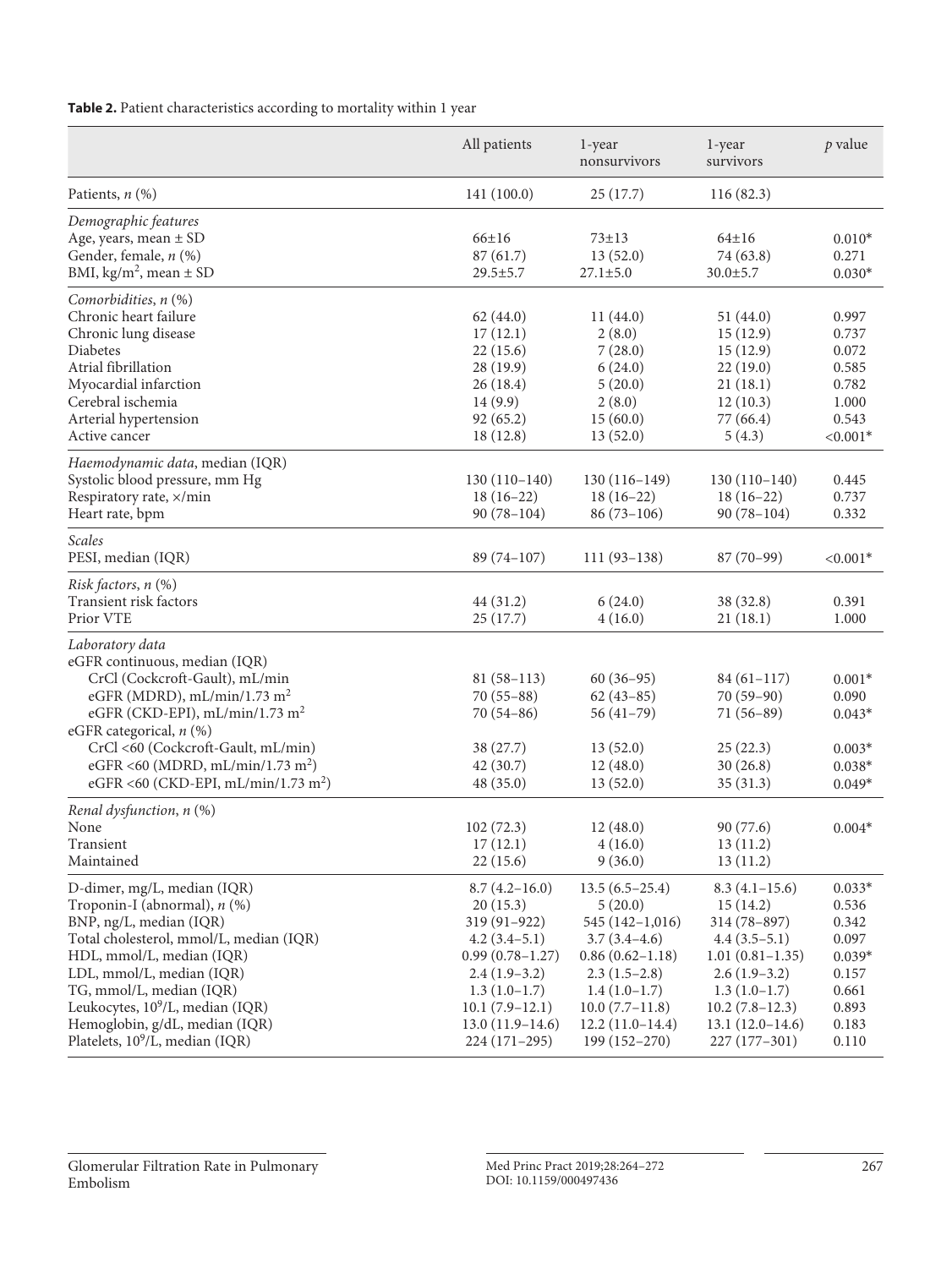**Table 2.** Patient characteristics according to mortality within 1 year

| | All patients | 1-year nonsurvivors | 1-year survivors | *p* value |
|---|---|---|---|---|
| Patients, *n* (%) | 141 (100.0) | 25 (17.7) | 116 (82.3) | |
| *Demographic features* | | | | |
| Age, years, mean ± SD | 66±16 | 73±13 | 64±16 | 0.010* |
| Gender, female, *n* (%) | 87 (61.7) | 13 (52.0) | 74 (63.8) | 0.271 |
| BMI, kg/m$^2$, mean ± SD | 29.5±5.7 | 27.1±5.0 | 30.0±5.7 | 0.030* |
| *Comorbidities*, *n* (%) | | | | |
| Chronic heart failure | 62 (44.0) | 11 (44.0) | 51 (44.0) | 0.997 |
| Chronic lung disease | 17 (12.1) | 2 (8.0) | 15 (12.9) | 0.737 |
| Diabetes | 22 (15.6) | 7 (28.0) | 15 (12.9) | 0.072 |
| Atrial fibrillation | 28 (19.9) | 6 (24.0) | 22 (19.0) | 0.585 |
| Myocardial infarction | 26 (18.4) | 5 (20.0) | 21 (18.1) | 0.782 |
| Cerebral ischemia | 14 (9.9) | 2 (8.0) | 12 (10.3) | 1.000 |
| Arterial hypertension | 92 (65.2) | 15 (60.0) | 77 (66.4) | 0.543 |
| Active cancer | 18 (12.8) | 13 (52.0) | 5 (4.3) | <0.001* |
| *Haemodynamic data*, median (IQR) | | | | |
| Systolic blood pressure, mm Hg | 130 (110–140) | 130 (116–149) | 130 (110–140) | 0.445 |
| Respiratory rate, ×/min | 18 (16–22) | 18 (16–22) | 18 (16–22) | 0.737 |
| Heart rate, bpm | 90 (78–104) | 86 (73–106) | 90 (78–104) | 0.332 |
| *Scales* | | | | |
| PESI, median (IQR) | 89 (74–107) | 111 (93–138) | 87 (70–99) | <0.001* |
| *Risk factors*, *n* (%) | | | | |
| Transient risk factors | 44 (31.2) | 6 (24.0) | 38 (32.8) | 0.391 |
| Prior VTE | 25 (17.7) | 4 (16.0) | 21 (18.1) | 1.000 |
| *Laboratory data* | | | | |
| eGFR continuous, median (IQR) | | | | |
| CrCl (Cockcroft-Gault), mL/min | 81 (58–113) | 60 (36–95) | 84 (61–117) | 0.001* |
| eGFR (MDRD), mL/min/1.73 m$^2$ | 70 (55–88) | 62 (43–85) | 70 (59–90) | 0.090 |
| eGFR (CKD-EPI), mL/min/1.73 m$^2$ | 70 (54–86) | 56 (41–79) | 71 (56–89) | 0.043* |
| eGFR categorical, *n* (%) | | | | |
| CrCl <60 (Cockcroft-Gault, mL/min) | 38 (27.7) | 13 (52.0) | 25 (22.3) | 0.003* |
| eGFR <60 (MDRD, mL/min/1.73 m$^2$) | 42 (30.7) | 12 (48.0) | 30 (26.8) | 0.038* |
| eGFR <60 (CKD-EPI, mL/min/1.73 m$^2$) | 48 (35.0) | 13 (52.0) | 35 (31.3) | 0.049* |
| *Renal dysfunction*, *n* (%) | | | | |
| None | 102 (72.3) | 12 (48.0) | 90 (77.6) | 0.004* |
| Transient | 17 (12.1) | 4 (16.0) | 13 (11.2) | |
| Maintained | 22 (15.6) | 9 (36.0) | 13 (11.2) | |
| D-dimer, mg/L, median (IQR) | 8.7 (4.2–16.0) | 13.5 (6.5–25.4) | 8.3 (4.1–15.6) | 0.033* |
| Troponin-I (abnormal), *n* (%) | 20 (15.3) | 5 (20.0) | 15 (14.2) | 0.536 |
| BNP, ng/L, median (IQR) | 319 (91–922) | 545 (142–1,016) | 314 (78–897) | 0.342 |
| Total cholesterol, mmol/L, median (IQR) | 4.2 (3.4–5.1) | 3.7 (3.4–4.6) | 4.4 (3.5–5.1) | 0.097 |
| HDL, mmol/L, median (IQR) | 0.99 (0.78–1.27) | 0.86 (0.62–1.18) | 1.01 (0.81–1.35) | 0.039* |
| LDL, mmol/L, median (IQR) | 2.4 (1.9–3.2) | 2.3 (1.5–2.8) | 2.6 (1.9–3.2) | 0.157 |
| TG, mmol/L, median (IQR) | 1.3 (1.0–1.7) | 1.4 (1.0–1.7) | 1.3 (1.0–1.7) | 0.661 |
| Leukocytes, $10^9$/L, median (IQR) | 10.1 (7.9–12.1) | 10.0 (7.7–11.8) | 10.2 (7.8–12.3) | 0.893 |
| Hemoglobin, g/dL, median (IQR) | 13.0 (11.9–14.6) | 12.2 (11.0–14.4) | 13.1 (12.0–14.6) | 0.183 |
| Platelets, $10^9$/L, median (IQR) | 224 (171–295) | 199 (152–270) | 227 (177–301) | 0.110 |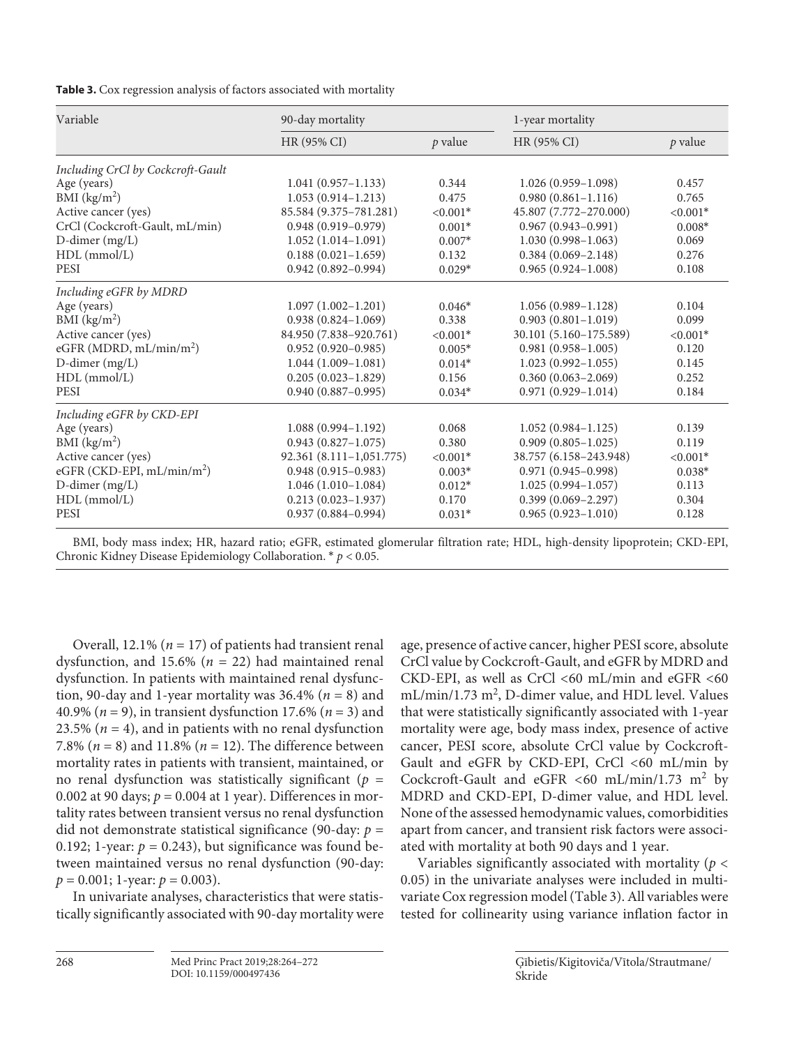**Table 3.** Cox regression analysis of factors associated with mortality

| Variable | 90-day mortality | | 1-year mortality | |
|---|---|---|---|---|
| | HR (95% CI) | *p* value | HR (95% CI) | *p* value |
| *Including CrCl by Cockcroft-Gault* | | | | |
| Age (years) | 1.041 (0.957–1.133) | 0.344 | 1.026 (0.959–1.098) | 0.457 |
| BMI (kg/m$^2$) | 1.053 (0.914–1.213) | 0.475 | 0.980 (0.861–1.116) | 0.765 |
| Active cancer (yes) | 85.584 (9.375–781.281) | <0.001* | 45.807 (7.772–270.000) | <0.001* |
| CrCl (Cockcroft-Gault, mL/min) | 0.948 (0.919–0.979) | 0.001* | 0.967 (0.943–0.991) | 0.008* |
| D-dimer (mg/L) | 1.052 (1.014–1.091) | 0.007* | 1.030 (0.998–1.063) | 0.069 |
| HDL (mmol/L) | 0.188 (0.021–1.659) | 0.132 | 0.384 (0.069–2.148) | 0.276 |
| PESI | 0.942 (0.892–0.994) | 0.029* | 0.965 (0.924–1.008) | 0.108 |
| *Including eGFR by MDRD* | | | | |
| Age (years) | 1.097 (1.002–1.201) | 0.046* | 1.056 (0.989–1.128) | 0.104 |
| BMI (kg/m$^2$) | 0.938 (0.824–1.069) | 0.338 | 0.903 (0.801–1.019) | 0.099 |
| Active cancer (yes) | 84.950 (7.838–920.761) | <0.001* | 30.101 (5.160–175.589) | <0.001* |
| eGFR (MDRD, mL/min/m$^2$) | 0.952 (0.920–0.985) | 0.005* | 0.981 (0.958–1.005) | 0.120 |
| D-dimer (mg/L) | 1.044 (1.009–1.081) | 0.014* | 1.023 (0.992–1.055) | 0.145 |
| HDL (mmol/L) | 0.205 (0.023–1.829) | 0.156 | 0.360 (0.063–2.069) | 0.252 |
| PESI | 0.940 (0.887–0.995) | 0.034* | 0.971 (0.929–1.014) | 0.184 |
| *Including eGFR by CKD-EPI* | | | | |
| Age (years) | 1.088 (0.994–1.192) | 0.068 | 1.052 (0.984–1.125) | 0.139 |
| BMI (kg/m$^2$) | 0.943 (0.827–1.075) | 0.380 | 0.909 (0.805–1.025) | 0.119 |
| Active cancer (yes) | 92.361 (8.111–1,051.775) | <0.001* | 38.757 (6.158–243.948) | <0.001* |
| eGFR (CKD-EPI, mL/min/m$^2$) | 0.948 (0.915–0.983) | 0.003* | 0.971 (0.945–0.998) | 0.038* |
| D-dimer (mg/L) | 1.046 (1.010–1.084) | 0.012* | 1.025 (0.994–1.057) | 0.113 |
| HDL (mmol/L) | 0.213 (0.023–1.937) | 0.170 | 0.399 (0.069–2.297) | 0.304 |
| PESI | 0.937 (0.884–0.994) | 0.031* | 0.965 (0.923–1.010) | 0.128 |

BMI, body mass index; HR, hazard ratio; eGFR, estimated glomerular filtration rate; HDL, high-density lipoprotein; CKD-EPI, Chronic Kidney Disease Epidemiology Collaboration. * $p < 0.05$.

Overall, 12.1% ($n = 17$) of patients had transient renal dysfunction, and 15.6% ($n = 22$) had maintained renal dysfunction. In patients with maintained renal dysfunction, 90-day and 1-year mortality was 36.4% ($n = 8$) and 40.9% ($n = 9$), in transient dysfunction 17.6% ($n = 3$) and 23.5% ($n = 4$), and in patients with no renal dysfunction 7.8% ($n = 8$) and 11.8% ($n = 12$). The difference between mortality rates in patients with transient, maintained, or no renal dysfunction was statistically significant ($p = 0.002$ at 90 days; $p = 0.004$ at 1 year). Differences in mortality rates between transient versus no renal dysfunction did not demonstrate statistical significance (90-day: $p = 0.192$; 1-year: $p = 0.243$), but significance was found between maintained versus no renal dysfunction (90-day: $p = 0.001$; 1-year: $p = 0.003$).

In univariate analyses, characteristics that were statistically significantly associated with 90-day mortality were age, presence of active cancer, higher PESI score, absolute CrCl value by Cockcroft-Gault, and eGFR by MDRD and CKD-EPI, as well as CrCl <60 mL/min and eGFR <60 mL/min/1.73 m$^2$, D-dimer value, and HDL level. Values that were statistically significantly associated with 1-year mortality were age, body mass index, presence of active cancer, PESI score, absolute CrCl value by Cockcroft-Gault and eGFR by CKD-EPI, CrCl <60 mL/min by Cockcroft-Gault and eGFR <60 mL/min/1.73 m$^2$ by MDRD and CKD-EPI, D-dimer value, and HDL level. None of the assessed hemodynamic values, comorbidities apart from cancer, and transient risk factors were associated with mortality at both 90 days and 1 year.

Variables significantly associated with mortality ($p < 0.05$) in the univariate analyses were included in multivariate Cox regression model (Table 3). All variables were tested for collinearity using variance inflation factor in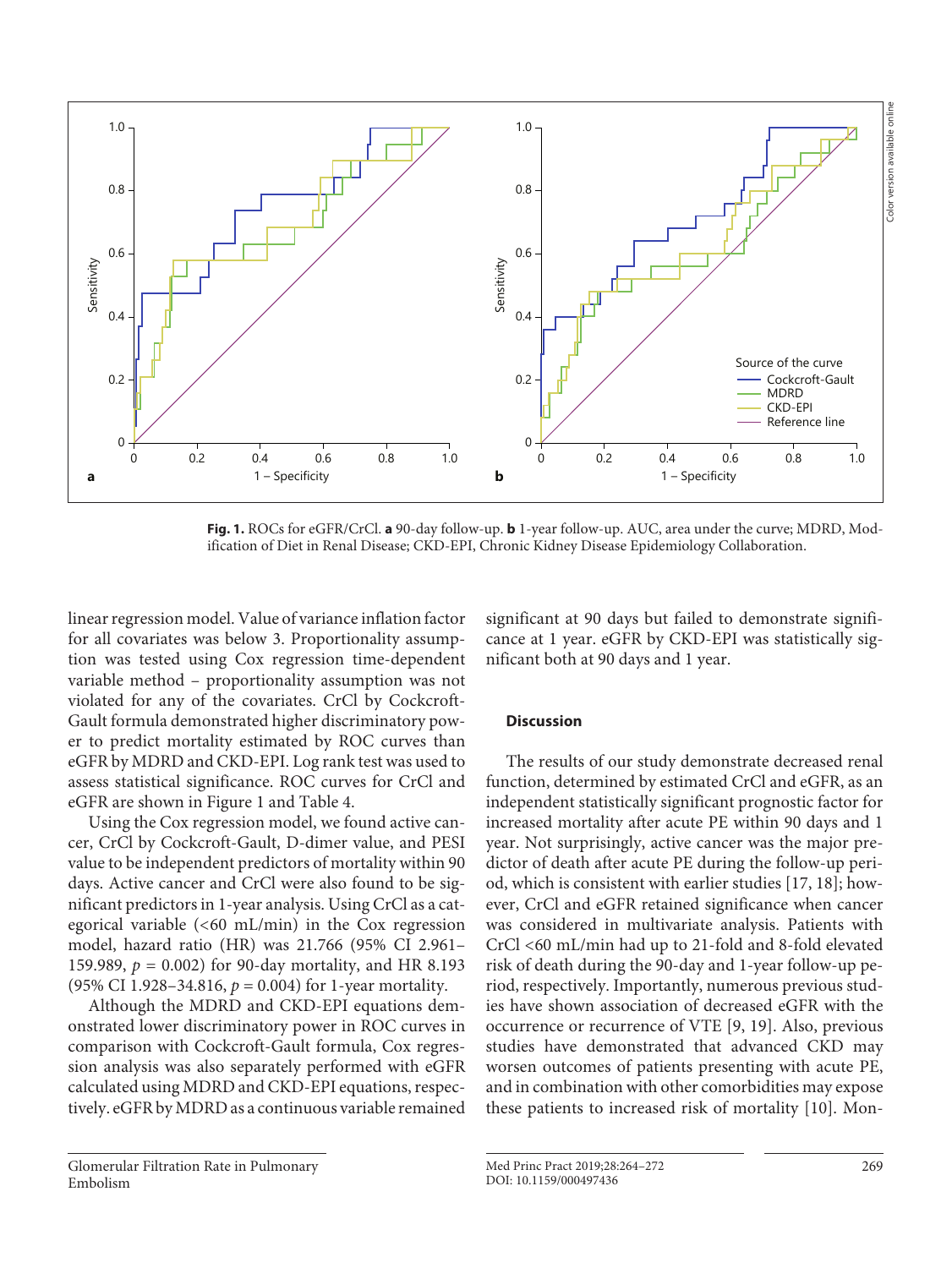Fig. 1. ROCs for eGFR/CrCl. **a** 90-day follow-up. **b** 1-year follow-up. AUC, area under the curve; MDRD, Modification of Diet in Renal Disease; CKD-EPI, Chronic Kidney Disease Epidemiology Collaboration.

linear regression model. Value of variance inflation factor for all covariates was below 3. Proportionality assumption was tested using Cox regression time-dependent variable method – proportionality assumption was not violated for any of the covariates. CrCl by Cockcroft-Gault formula demonstrated higher discriminatory power to predict mortality estimated by ROC curves than eGFR by MDRD and CKD-EPI. Log rank test was used to assess statistical significance. ROC curves for CrCl and eGFR are shown in Figure 1 and Table 4.

Using the Cox regression model, we found active cancer, CrCl by Cockcroft-Gault, D-dimer value, and PESI value to be independent predictors of mortality within 90 days. Active cancer and CrCl were also found to be significant predictors in 1-year analysis. Using CrCl as a categorical variable (<60 mL/min) in the Cox regression model, hazard ratio (HR) was 21.766 (95% CI 2.961–159.989, $p = 0.002$) for 90-day mortality, and HR 8.193 (95% CI 1.928–34.816, $p = 0.004$) for 1-year mortality.

Although the MDRD and CKD-EPI equations demonstrated lower discriminatory power in ROC curves in comparison with Cockcroft-Gault formula, Cox regression analysis was also separately performed with eGFR calculated using MDRD and CKD-EPI equations, respectively. eGFR by MDRD as a continuous variable remained significant at 90 days but failed to demonstrate significance at 1 year. eGFR by CKD-EPI was statistically significant both at 90 days and 1 year.

## Discussion

The results of our study demonstrate decreased renal function, determined by estimated CrCl and eGFR, as an independent statistically significant prognostic factor for increased mortality after acute PE within 90 days and 1 year. Not surprisingly, active cancer was the major predictor of death after acute PE during the follow-up period, which is consistent with earlier studies [17, 18]; however, CrCl and eGFR retained significance when cancer was considered in multivariate analysis. Patients with CrCl <60 mL/min had up to 21-fold and 8-fold elevated risk of death during the 90-day and 1-year follow-up period, respectively. Importantly, numerous previous studies have shown association of decreased eGFR with the occurrence or recurrence of VTE [9, 19]. Also, previous studies have demonstrated that advanced CKD may worsen outcomes of patients presenting with acute PE, and in combination with other comorbidities may expose these patients to increased risk of mortality [10]. Mon-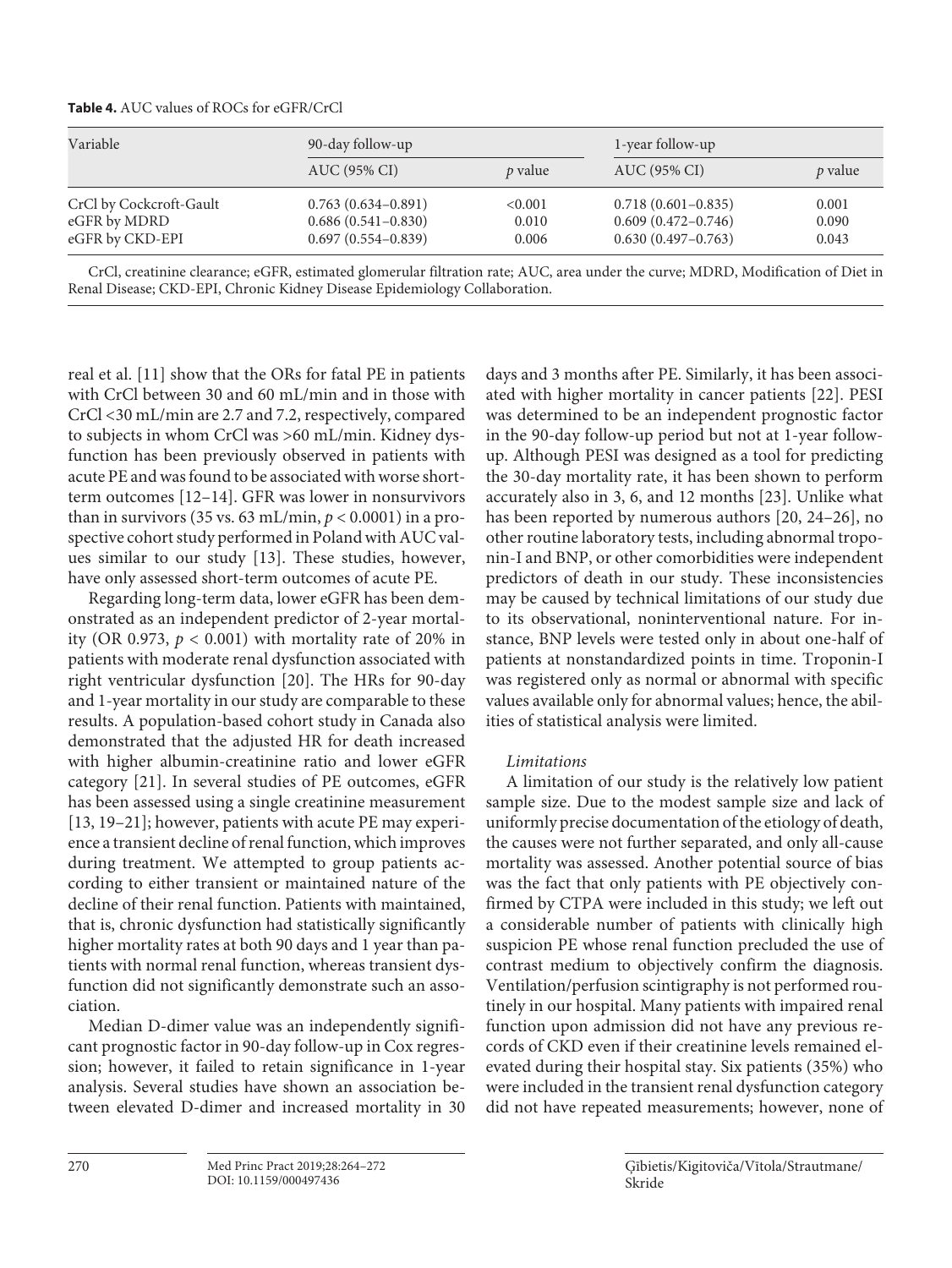**Table 4.** AUC values of ROCs for eGFR/CrCl

| Variable | 90-day follow-up | | 1-year follow-up | |
|---|---|---|---|---|
| | AUC (95% CI) | *p* value | AUC (95% CI) | *p* value |
| CrCl by Cockcroft-Gault | 0.763 (0.634–0.891) | <0.001 | 0.718 (0.601–0.835) | 0.001 |
| eGFR by MDRD | 0.686 (0.541–0.830) | 0.010 | 0.609 (0.472–0.746) | 0.090 |
| eGFR by CKD-EPI | 0.697 (0.554–0.839) | 0.006 | 0.630 (0.497–0.763) | 0.043 |

CrCl, creatinine clearance; eGFR, estimated glomerular filtration rate; AUC, area under the curve; MDRD, Modification of Diet in Renal Disease; CKD-EPI, Chronic Kidney Disease Epidemiology Collaboration.

real et al. [11] show that the ORs for fatal PE in patients with CrCl between 30 and 60 mL/min and in those with CrCl <30 mL/min are 2.7 and 7.2, respectively, compared to subjects in whom CrCl was >60 mL/min. Kidney dysfunction has been previously observed in patients with acute PE and was found to be associated with worse short-term outcomes [12–14]. GFR was lower in nonsurvivors than in survivors (35 vs. 63 mL/min, $p < 0.0001$) in a prospective cohort study performed in Poland with AUC values similar to our study [13]. These studies, however, have only assessed short-term outcomes of acute PE.

Regarding long-term data, lower eGFR has been demonstrated as an independent predictor of 2-year mortality (OR 0.973, $p < 0.001$) with mortality rate of 20% in patients with moderate renal dysfunction associated with right ventricular dysfunction [20]. The HRs for 90-day and 1-year mortality in our study are comparable to these results. A population-based cohort study in Canada also demonstrated that the adjusted HR for death increased with higher albumin-creatinine ratio and lower eGFR category [21]. In several studies of PE outcomes, eGFR has been assessed using a single creatinine measurement [13, 19–21]; however, patients with acute PE may experience a transient decline of renal function, which improves during treatment. We attempted to group patients according to either transient or maintained nature of the decline of their renal function. Patients with maintained, that is, chronic dysfunction had statistically significantly higher mortality rates at both 90 days and 1 year than patients with normal renal function, whereas transient dysfunction did not significantly demonstrate such an association.

Median D-dimer value was an independently significant prognostic factor in 90-day follow-up in Cox regression; however, it failed to retain significance in 1-year analysis. Several studies have shown an association between elevated D-dimer and increased mortality in 30 days and 3 months after PE. Similarly, it has been associated with higher mortality in cancer patients [22]. PESI was determined to be an independent prognostic factor in the 90-day follow-up period but not at 1-year follow-up. Although PESI was designed as a tool for predicting the 30-day mortality rate, it has been shown to perform accurately also in 3, 6, and 12 months [23]. Unlike what has been reported by numerous authors [20, 24–26], no other routine laboratory tests, including abnormal troponin-I and BNP, or other comorbidities were independent predictors of death in our study. These inconsistencies may be caused by technical limitations of our study due to its observational, noninterventional nature. For instance, BNP levels were tested only in about one-half of patients at nonstandardized points in time. Troponin-I was registered only as normal or abnormal with specific values available only for abnormal values; hence, the abilities of statistical analysis were limited.

*Limitations*

A limitation of our study is the relatively low patient sample size. Due to the modest sample size and lack of uniformly precise documentation of the etiology of death, the causes were not further separated, and only all-cause mortality was assessed. Another potential source of bias was the fact that only patients with PE objectively confirmed by CTPA were included in this study; we left out a considerable number of patients with clinically high suspicion PE whose renal function precluded the use of contrast medium to objectively confirm the diagnosis. Ventilation/perfusion scintigraphy is not performed routinely in our hospital. Many patients with impaired renal function upon admission did not have any previous records of CKD even if their creatinine levels remained elevated during their hospital stay. Six patients (35%) who were included in the transient renal dysfunction category did not have repeated measurements; however, none of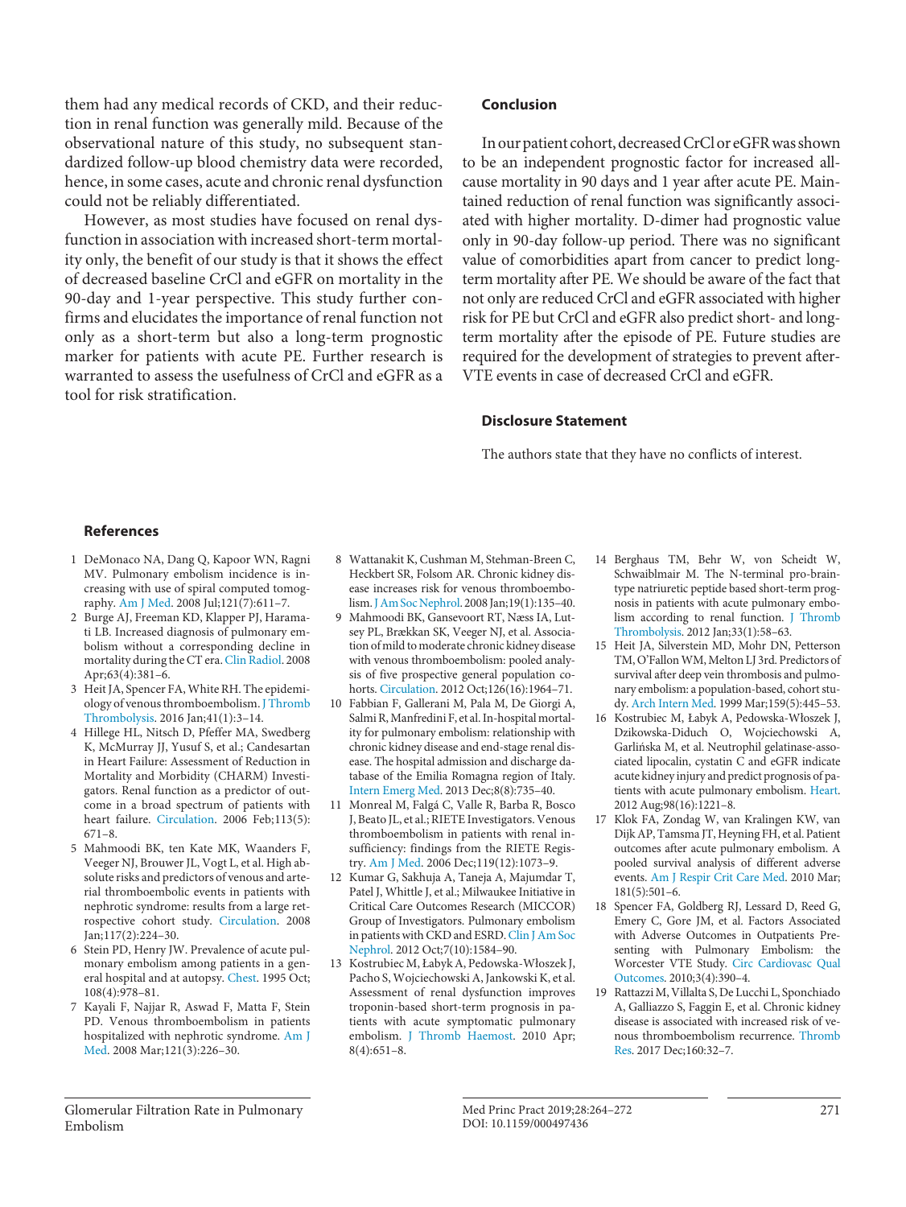them had any medical records of CKD, and their reduction in renal function was generally mild. Because of the observational nature of this study, no subsequent standardized follow-up blood chemistry data were recorded, hence, in some cases, acute and chronic renal dysfunction could not be reliably differentiated.

However, as most studies have focused on renal dysfunction in association with increased short-term mortality only, the benefit of our study is that it shows the effect of decreased baseline CrCl and eGFR on mortality in the 90-day and 1-year perspective. This study further confirms and elucidates the importance of renal function not only as a short-term but also a long-term prognostic marker for patients with acute PE. Further research is warranted to assess the usefulness of CrCl and eGFR as a tool for risk stratification.

## Conclusion

In our patient cohort, decreased CrCl or eGFR was shown to be an independent prognostic factor for increased all-cause mortality in 90 days and 1 year after acute PE. Maintained reduction of renal function was significantly associated with higher mortality. D-dimer had prognostic value only in 90-day follow-up period. There was no significant value of comorbidities apart from cancer to predict long-term mortality after PE. We should be aware of the fact that not only are reduced CrCl and eGFR associated with higher risk for PE but CrCl and eGFR also predict short- and long-term mortality after the episode of PE. Future studies are required for the development of strategies to prevent after-VTE events in case of decreased CrCl and eGFR.

## Disclosure Statement

The authors state that they have no conflicts of interest.

## References

1. DeMonaco NA, Dang Q, Kapoor WN, Ragni MV. Pulmonary embolism incidence is increasing with use of spiral computed tomography. Am J Med. 2008 Jul;121(7):611–7.
2. Burge AJ, Freeman KD, Klapper PJ, Haramati LB. Increased diagnosis of pulmonary embolism without a corresponding decline in mortality during the CT era. Clin Radiol. 2008 Apr;63(4):381–6.
3. Heit JA, Spencer FA, White RH. The epidemiology of venous thromboembolism. J Thromb Thrombolysis. 2016 Jan;41(1):3–14.
4. Hillege HL, Nitsch D, Pfeffer MA, Swedberg K, McMurray JJ, Yusuf S, et al.; Candesartan in Heart Failure: Assessment of Reduction in Mortality and Morbidity (CHARM) Investigators. Renal function as a predictor of outcome in a broad spectrum of patients with heart failure. Circulation. 2006 Feb;113(5):671–8.
5. Mahmoodi BK, ten Kate MK, Waanders F, Veeger NJ, Brouwer JL, Vogt L, et al. High absolute risks and predictors of venous and arterial thromboembolic events in patients with nephrotic syndrome: results from a large retrospective cohort study. Circulation. 2008 Jan;117(2):224–30.
6. Stein PD, Henry JW. Prevalence of acute pulmonary embolism among patients in a general hospital and at autopsy. Chest. 1995 Oct;108(4):978–81.
7. Kayali F, Najjar R, Aswad F, Matta F, Stein PD. Venous thromboembolism in patients hospitalized with nephrotic syndrome. Am J Med. 2008 Mar;121(3):226–30.
8. Wattanakit K, Cushman M, Stehman-Breen C, Heckbert SR, Folsom AR. Chronic kidney disease increases risk for venous thromboembolism. J Am Soc Nephrol. 2008 Jan;19(1):135–40.
9. Mahmoodi BK, Gansevoort RT, Næss IA, Lutsey PL, Brækkan SK, Veeger NJ, et al. Association of mild to moderate chronic kidney disease with venous thromboembolism: pooled analysis of five prospective general population cohorts. Circulation. 2012 Oct;126(16):1964–71.
10. Fabbian F, Gallerani M, Pala M, De Giorgi A, Salmi R, Manfredini F, et al. In-hospital mortality for pulmonary embolism: relationship with chronic kidney disease and end-stage renal disease. The hospital admission and discharge database of the Emilia Romagna region of Italy. Intern Emerg Med. 2013 Dec;8(8):735–40.
11. Monreal M, Falgá C, Valle R, Barba R, Bosco J, Beato JL, et al.; RIETE Investigators. Venous thromboembolism in patients with renal insufficiency: findings from the RIETE Registry. Am J Med. 2006 Dec;119(12):1073–9.
12. Kumar G, Sakhuja A, Taneja A, Majumdar T, Patel J, Whittle J, et al.; Milwaukee Initiative in Critical Care Outcomes Research (MICCOR) Group of Investigators. Pulmonary embolism in patients with CKD and ESRD. Clin J Am Soc Nephrol. 2012 Oct;7(10):1584–90.
13. Kostrubiec M, Łabyk A, Pedowska-Włoszek J, Pacho S, Wojciechowski A, Jankowski K, et al. Assessment of renal dysfunction improves troponin-based short-term prognosis in patients with acute symptomatic pulmonary embolism. J Thromb Haemost. 2010 Apr;8(4):651–8.
14. Berghaus TM, Behr W, von Scheidt W, Schwaiblmair M. The N-terminal pro-brain-type natriuretic peptide based short-term prognosis in patients with acute pulmonary embolism according to renal function. J Thromb Thrombolysis. 2012 Jan;33(1):58–63.
15. Heit JA, Silverstein MD, Mohr DN, Petterson TM, O'Fallon WM, Melton LJ 3rd. Predictors of survival after deep vein thrombosis and pulmonary embolism: a population-based, cohort study. Arch Intern Med. 1999 Mar;159(5):445–53.
16. Kostrubiec M, Łabyk A, Pedowska-Włoszek J, Dzikowska-Diduch O, Wojciechowski A, Garlińska M, et al. Neutrophil gelatinase-associated lipocalin, cystatin C and eGFR indicate acute kidney injury and predict prognosis of patients with acute pulmonary embolism. Heart. 2012 Aug;98(16):1221–8.
17. Klok FA, Zondag W, van Kralingen KW, van Dijk AP, Tamsma JT, Heyning FH, et al. Patient outcomes after acute pulmonary embolism. A pooled survival analysis of different adverse events. Am J Respir Crit Care Med. 2010 Mar;181(5):501–6.
18. Spencer FA, Goldberg RJ, Lessard D, Reed G, Emery C, Gore JM, et al. Factors Associated with Adverse Outcomes in Outpatients Presenting with Pulmonary Embolism: the Worcester VTE Study. Circ Cardiovasc Qual Outcomes. 2010;3(4):390–4.
19. Rattazzi M, Villalta S, De Lucchi L, Sponchiado A, Galliazzo S, Faggin E, et al. Chronic kidney disease is associated with increased risk of venous thromboembolism recurrence. Thromb Res. 2017 Dec;160:32–7.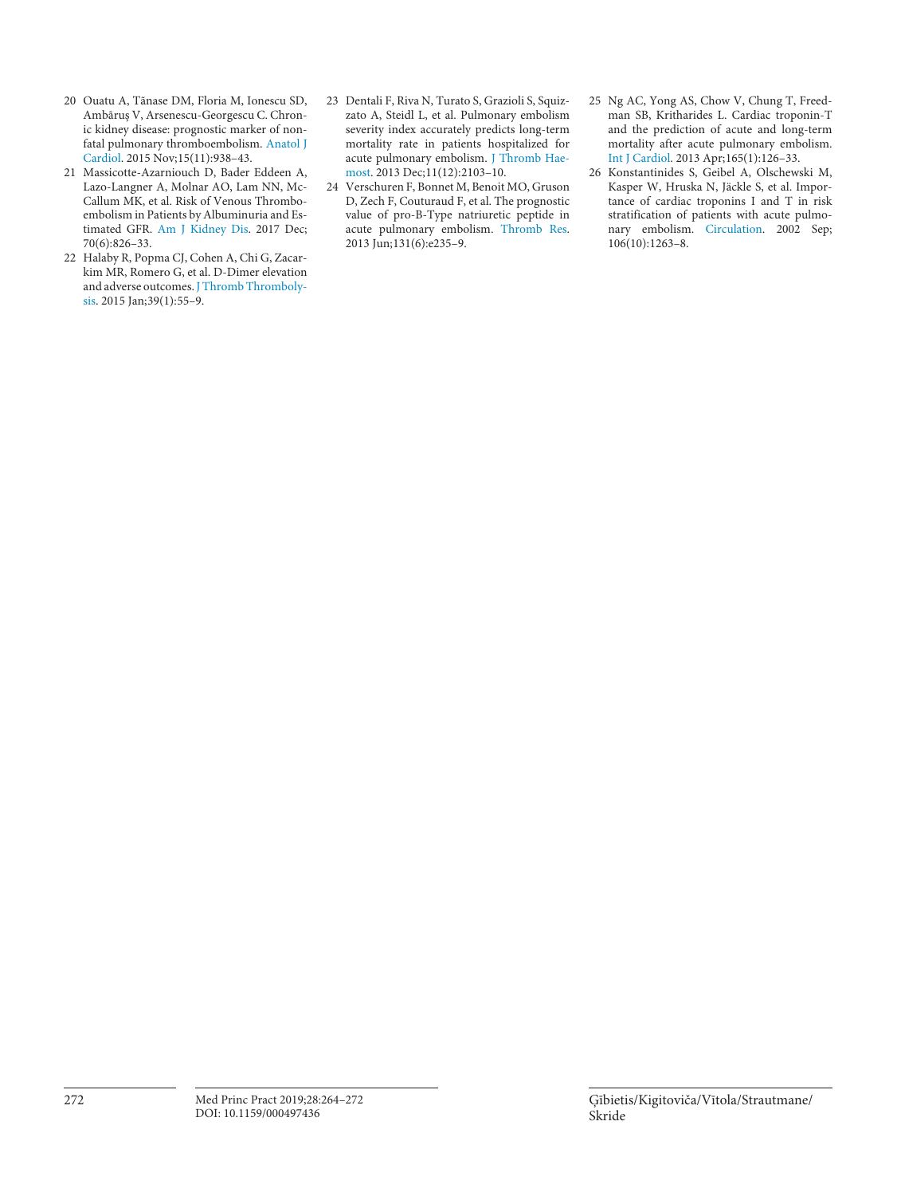20 Ouatu A, Tănase DM, Floria M, Ionescu SD, Ambăruș V, Arsenescu-Georgescu C. Chronic kidney disease: prognostic marker of nonfatal pulmonary thromboembolism. Anatol J Cardiol. 2015 Nov;15(11):938–43.

21 Massicotte-Azarniouch D, Bader Eddeen A, Lazo-Langner A, Molnar AO, Lam NN, McCallum MK, et al. Risk of Venous Thromboembolism in Patients by Albuminuria and Estimated GFR. Am J Kidney Dis. 2017 Dec;70(6):826–33.

22 Halaby R, Popma CJ, Cohen A, Chi G, Zacarkim MR, Romero G, et al. D-Dimer elevation and adverse outcomes. J Thromb Thrombolysis. 2015 Jan;39(1):55–9.

23 Dentali F, Riva N, Turato S, Grazioli S, Squizzato A, Steidl L, et al. Pulmonary embolism severity index accurately predicts long-term mortality rate in patients hospitalized for acute pulmonary embolism. J Thromb Haemost. 2013 Dec;11(12):2103–10.

24 Verschuren F, Bonnet M, Benoit MO, Gruson D, Zech F, Couturaud F, et al. The prognostic value of pro-B-Type natriuretic peptide in acute pulmonary embolism. Thromb Res. 2013 Jun;131(6):e235–9.

25 Ng AC, Yong AS, Chow V, Chung T, Freedman SB, Kritharides L. Cardiac troponin-T and the prediction of acute and long-term mortality after acute pulmonary embolism. Int J Cardiol. 2013 Apr;165(1):126–33.

26 Konstantinides S, Geibel A, Olschewski M, Kasper W, Hruska N, Jäckle S, et al. Importance of cardiac troponins I and T in risk stratification of patients with acute pulmonary embolism. Circulation. 2002 Sep;106(10):1263–8.